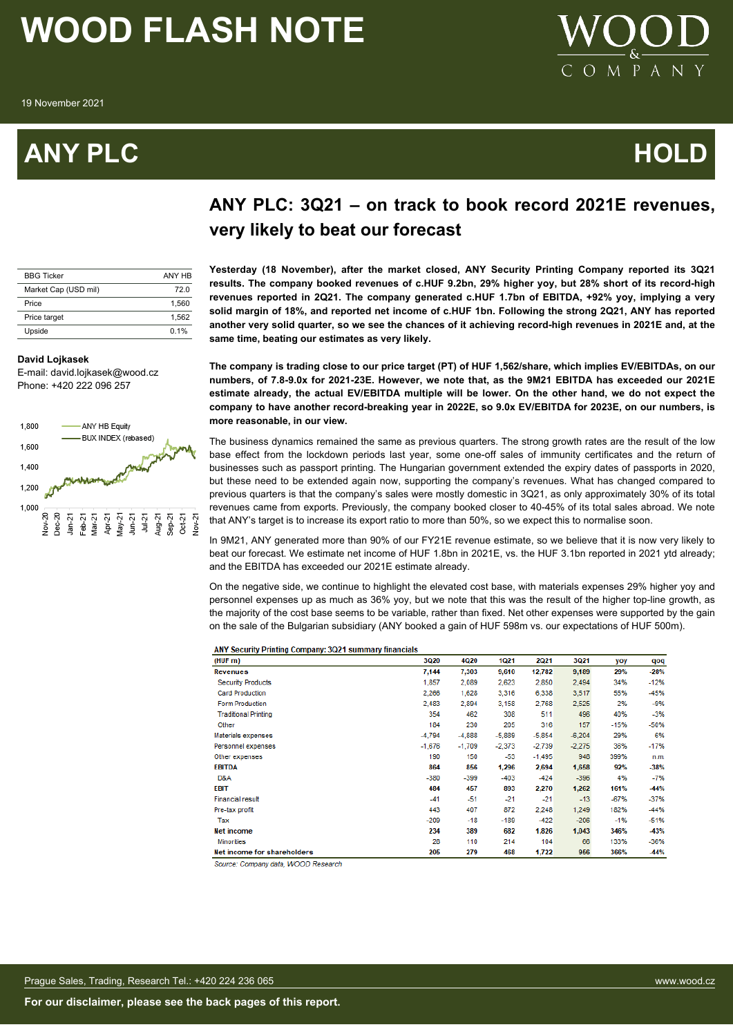# WOOD FLASH NOTE

19 November 2021

# ANY PLC — HOLD

## ANY PLC: 3Q21 – on track to book record 2021E revenues, very likely to beat our forecast

| BBG Ticker | ANY HB |
|---|---|
| Market Cap (USD mil) | 72.0 |
| Price | 1,560 |
| Price target | 1,562 |
| Upside | 0.1% |

**David Lojkasek**
E-mail: david.lojkasek@wood.cz
Phone: +420 222 096 257

**Yesterday (18 November), after the market closed, ANY Security Printing Company reported its 3Q21 results. The company booked revenues of c.HUF 9.2bn, 29% higher yoy, but 28% short of its record-high revenues reported in 2Q21. The company generated c.HUF 1.7bn of EBITDA, +92% yoy, implying a very solid margin of 18%, and reported net income of c.HUF 1bn. Following the strong 2Q21, ANY has reported another very solid quarter, so we see the chances of it achieving record-high revenues in 2021E and, at the same time, beating our estimates as very likely.**

**The company is trading close to our price target (PT) of HUF 1,562/share, which implies EV/EBITDAs, on our numbers, of 7.8-9.0x for 2021-23E. However, we note that, as the 9M21 EBITDA has exceeded our 2021E estimate already, the actual EV/EBITDA multiple will be lower. On the other hand, we do not expect the company to have another record-breaking year in 2022E, so 9.0x EV/EBITDA for 2023E, on our numbers, is more reasonable, in our view.**

The business dynamics remained the same as previous quarters. The strong growth rates are the result of the low base effect from the lockdown periods last year, some one-off sales of immunity certificates and the return of businesses such as passport printing. The Hungarian government extended the expiry dates of passports in 2020, but these need to be extended again now, supporting the company's revenues. What has changed compared to previous quarters is that the company's sales were mostly domestic in 3Q21, as only approximately 30% of its total revenues came from exports. Previously, the company booked closer to 40-45% of its total sales abroad. We note that ANY's target is to increase its export ratio to more than 50%, so we expect this to normalise soon.

In 9M21, ANY generated more than 90% of our FY21E revenue estimate, so we believe that it is now very likely to beat our forecast. We estimate net income of HUF 1.8bn in 2021E, vs. the HUF 3.1bn reported in 2021 ytd already; and the EBITDA has exceeded our 2021E estimate already.

On the negative side, we continue to highlight the elevated cost base, with materials expenses 29% higher yoy and personnel expenses up as much as 36% yoy, but we note that this was the result of the higher top-line growth, as the majority of the cost base seems to be variable, rather than fixed. Net other expenses were supported by the gain on the sale of the Bulgarian subsidiary (ANY booked a gain of HUF 598m vs. our expectations of HUF 500m).

**ANY Security Printing Company: 3Q21 summary financials**

| (HUF m) | 3Q20 | 4Q20 | 1Q21 | 2Q21 | 3Q21 | yoy | qoq |
|---|---|---|---|---|---|---|---|
| **Revenues** | **7,144** | **7,303** | **9,610** | **12,782** | **9,189** | **29%** | **-28%** |
| Security Products | 1,857 | 2,089 | 2,623 | 2,850 | 2,494 | 34% | -12% |
| Card Production | 2,266 | 1,628 | 3,316 | 6,338 | 3,517 | 55% | -45% |
| Form Production | 2,483 | 2,894 | 3,158 | 2,768 | 2,525 | 2% | -9% |
| Traditional Printing | 354 | 462 | 308 | 511 | 496 | 40% | -3% |
| Other | 184 | 230 | 205 | 316 | 157 | -15% | -50% |
| Materials expenses | -4,794 | -4,888 | -5,889 | -5,854 | -6,204 | 29% | 6% |
| Personnel expenses | -1,676 | -1,709 | -2,373 | -2,739 | -2,275 | 36% | -17% |
| Other expenses | 190 | 150 | -53 | -1,495 | 948 | 399% | n.m. |
| **EBITDA** | **864** | **856** | **1,296** | **2,694** | **1,658** | **92%** | **-38%** |
| D&A | -380 | -399 | -403 | -424 | -396 | 4% | -7% |
| **EBIT** | **484** | **457** | **893** | **2,270** | **1,262** | **161%** | **-44%** |
| Financial result | -41 | -51 | -21 | -21 | -13 | -67% | -37% |
| Pre-tax profit | 443 | 407 | 872 | 2,248 | 1,249 | 182% | -44% |
| Tax | -209 | -18 | -189 | -422 | -206 | -1% | -51% |
| **Net income** | **234** | **389** | **682** | **1,826** | **1,043** | **346%** | **-43%** |
| Minorities | 28 | 110 | 214 | 104 | 66 | 133% | -36% |
| **Net income for shareholders** | **205** | **279** | **468** | **1,722** | **966** | **366%** | **-44%** |

*Source: Company data, WOOD Research*

For our disclaimer, please see the back pages of this report.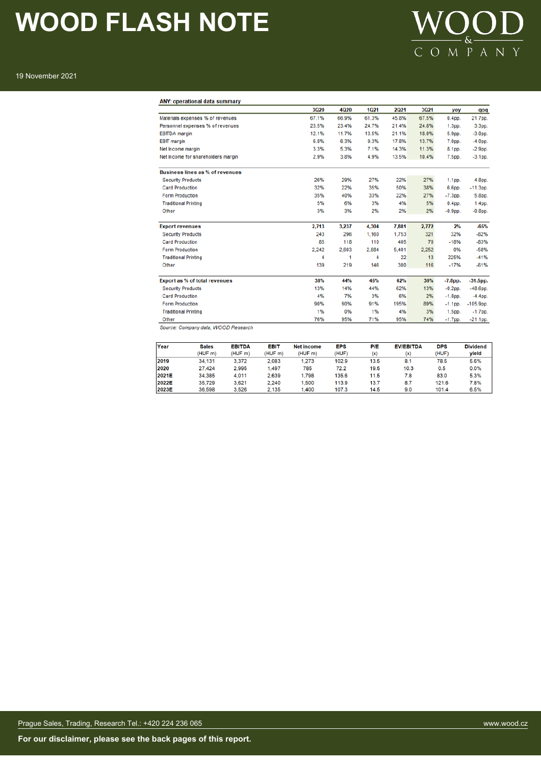**ANY: operational data summary**

| | 3Q20 | 4Q20 | 1Q21 | 2Q21 | 3Q21 | yoy | qoq |
|---|---|---|---|---|---|---|---|
| Materials expenses % of revenues | 67.1% | 66.9% | 61.3% | 45.8% | 67.5% | 0.4pp. | 21.7pp. |
| Personnel expenses % of revenues | 23.5% | 23.4% | 24.7% | 21.4% | 24.8% | 1.3pp. | 3.3pp. |
| EBITDA margin | 12.1% | 11.7% | 13.5% | 21.1% | 18.0% | 5.9pp. | -3.0pp. |
| EBIT margin | 6.8% | 6.3% | 9.3% | 17.8% | 13.7% | 7.0pp. | -4.0pp. |
| Net income margin | 3.3% | 5.3% | 7.1% | 14.3% | 11.3% | 8.1pp. | -2.9pp. |
| Net income for shareholders margin | 2.9% | 3.8% | 4.9% | 13.5% | 10.4% | 7.5pp. | -3.1pp. |
| **Business lines as % of revenues** | | | | | | | |
| Security Products | 26% | 29% | 27% | 22% | 27% | 1.1pp. | 4.8pp. |
| Card Production | 32% | 22% | 35% | 50% | 38% | 6.6pp. | -11.3pp. |
| Form Production | 35% | 40% | 33% | 22% | 27% | -7.3pp. | 5.8pp. |
| Traditional Printing | 5% | 6% | 3% | 4% | 5% | 0.4pp. | 1.4pp. |
| Other | 3% | 3% | 2% | 2% | 2% | -0.9pp. | -0.8pp. |
| **Export revenues** | **2,713** | **3,237** | **4,304** | **7,881** | **2,772** | **2%** | **-65%** |
| Security Products | 243 | 296 | 1,160 | 1,753 | 321 | 32% | -82% |
| Card Production | 85 | 118 | 110 | 405 | 70 | -18% | -83% |
| Form Production | 2,242 | 2,603 | 2,884 | 5,401 | 2,252 | 0% | -58% |
| Traditional Printing | 4 | 1 | 4 | 22 | 13 | 225% | -41% |
| Other | 139 | 219 | 146 | 300 | 116 | -17% | -61% |
| **Export as % of total revenues** | **38%** | **44%** | **45%** | **62%** | **30%** | **-7.8pp.** | **-31.5pp.** |
| Security Products | 13% | 14% | 44% | 62% | 13% | -0.2pp. | -48.6pp. |
| Card Production | 4% | 7% | 3% | 6% | 2% | -1.8pp. | -4.4pp. |
| Form Production | 90% | 90% | 91% | 195% | 89% | -1.1pp. | -105.9pp. |
| Traditional Printing | 1% | 0% | 1% | 4% | 3% | 1.5pp. | -1.7pp. |
| Other | 76% | 95% | 71% | 95% | 74% | -1.7pp. | -21.1pp. |

*Source: Company data, WOOD Research*

| Year | Sales (HUF m) | EBITDA (HUF m) | EBIT (HUF m) | Net income (HUF m) | EPS (HUF) | P/E (x) | EV/EBITDA (x) | DPS (HUF) | Dividend yield |
|---|---|---|---|---|---|---|---|---|---|
| **2019** | 34,131 | 3,372 | 2,083 | 1,273 | 102.9 | 13.5 | 8.1 | 78.5 | 5.6% |
| **2020** | 27,424 | 2,995 | 1,497 | 785 | 72.2 | 19.5 | 10.3 | 0.5 | 0.0% |
| **2021E** | 34,385 | 4,011 | 2,639 | 1,798 | 135.6 | 11.5 | 7.8 | 83.0 | 5.3% |
| **2022E** | 35,729 | 3,621 | 2,240 | 1,500 | 113.9 | 13.7 | 8.7 | 121.6 | 7.8% |
| **2023E** | 36,598 | 3,526 | 2,135 | 1,400 | 107.3 | 14.5 | 9.0 | 101.4 | 6.5% |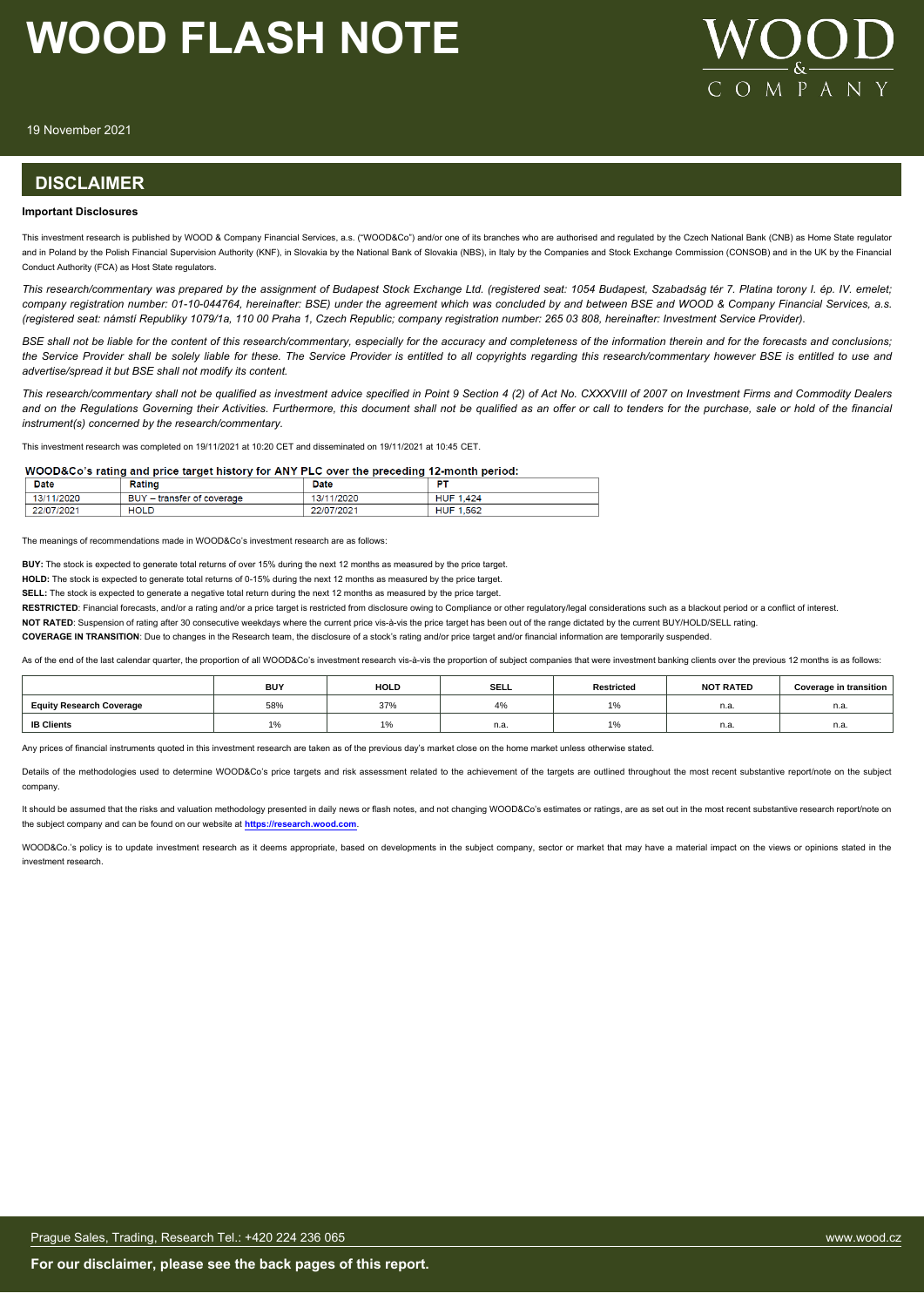## DISCLAIMER

**Important Disclosures**

This investment research is published by WOOD & Company Financial Services, a.s. ("WOOD&Co") and/or one of its branches who are authorised and regulated by the Czech National Bank (CNB) as Home State regulator and in Poland by the Polish Financial Supervision Authority (KNF), in Slovakia by the National Bank of Slovakia (NBS), in Italy by the Companies and Stock Exchange Commission (CONSOB) and in the UK by the Financial Conduct Authority (FCA) as Host State regulators.

*This research/commentary was prepared by the assignment of Budapest Stock Exchange Ltd. (registered seat: 1054 Budapest, Szabadság tér 7. Platina torony I. ép. IV. emelet; company registration number: 01-10-044764, hereinafter: BSE) under the agreement which was concluded by and between BSE and WOOD & Company Financial Services, a.s. (registered seat: námstí Republiky 1079/1a, 110 00 Praha 1, Czech Republic; company registration number: 265 03 808, hereinafter: Investment Service Provider).*

*BSE shall not be liable for the content of this research/commentary, especially for the accuracy and completeness of the information therein and for the forecasts and conclusions; the Service Provider shall be solely liable for these. The Service Provider is entitled to all copyrights regarding this research/commentary however BSE is entitled to use and advertise/spread it but BSE shall not modify its content.*

*This research/commentary shall not be qualified as investment advice specified in Point 9 Section 4 (2) of Act No. CXXXVIII of 2007 on Investment Firms and Commodity Dealers and on the Regulations Governing their Activities. Furthermore, this document shall not be qualified as an offer or call to tenders for the purchase, sale or hold of the financial instrument(s) concerned by the research/commentary.*

This investment research was completed on 19/11/2021 at 10:20 CET and disseminated on 19/11/2021 at 10:45 CET.

**WOOD&Co's rating and price target history for ANY PLC over the preceding 12-month period:**

| Date | Rating | Date | PT |
|---|---|---|---|
| 13/11/2020 | BUY – transfer of coverage | 13/11/2020 | HUF 1,424 |
| 22/07/2021 | HOLD | 22/07/2021 | HUF 1,562 |

The meanings of recommendations made in WOOD&Co's investment research are as follows:

**BUY:** The stock is expected to generate total returns of over 15% during the next 12 months as measured by the price target.

**HOLD:** The stock is expected to generate total returns of 0-15% during the next 12 months as measured by the price target.

**SELL:** The stock is expected to generate a negative total return during the next 12 months as measured by the price target.

**RESTRICTED**: Financial forecasts, and/or a rating and/or a price target is restricted from disclosure owing to Compliance or other regulatory/legal considerations such as a blackout period or a conflict of interest.

**NOT RATED**: Suspension of rating after 30 consecutive weekdays where the current price vis-à-vis the price target has been out of the range dictated by the current BUY/HOLD/SELL rating.

**COVERAGE IN TRANSITION**: Due to changes in the Research team, the disclosure of a stock's rating and/or price target and/or financial information are temporarily suspended.

As of the end of the last calendar quarter, the proportion of all WOOD&Co's investment research vis-à-vis the proportion of subject companies that were investment banking clients over the previous 12 months is as follows:

| | BUY | HOLD | SELL | Restricted | NOT RATED | Coverage in transition |
|---|---|---|---|---|---|---|
| **Equity Research Coverage** | 58% | 37% | 4% | 1% | n.a. | n.a. |
| **IB Clients** | 1% | 1% | n.a. | 1% | n.a. | n.a. |

Any prices of financial instruments quoted in this investment research are taken as of the previous day's market close on the home market unless otherwise stated.

Details of the methodologies used to determine WOOD&Co's price targets and risk assessment related to the achievement of the targets are outlined throughout the most recent substantive report/note on the subject company.

It should be assumed that the risks and valuation methodology presented in daily news or flash notes, and not changing WOOD&Co's estimates or ratings, are as set out in the most recent substantive research report/note on the subject company and can be found on our website at **https://research.wood.com**.

WOOD&Co.'s policy is to update investment research as it deems appropriate, based on developments in the subject company, sector or market that may have a material impact on the views or opinions stated in the investment research.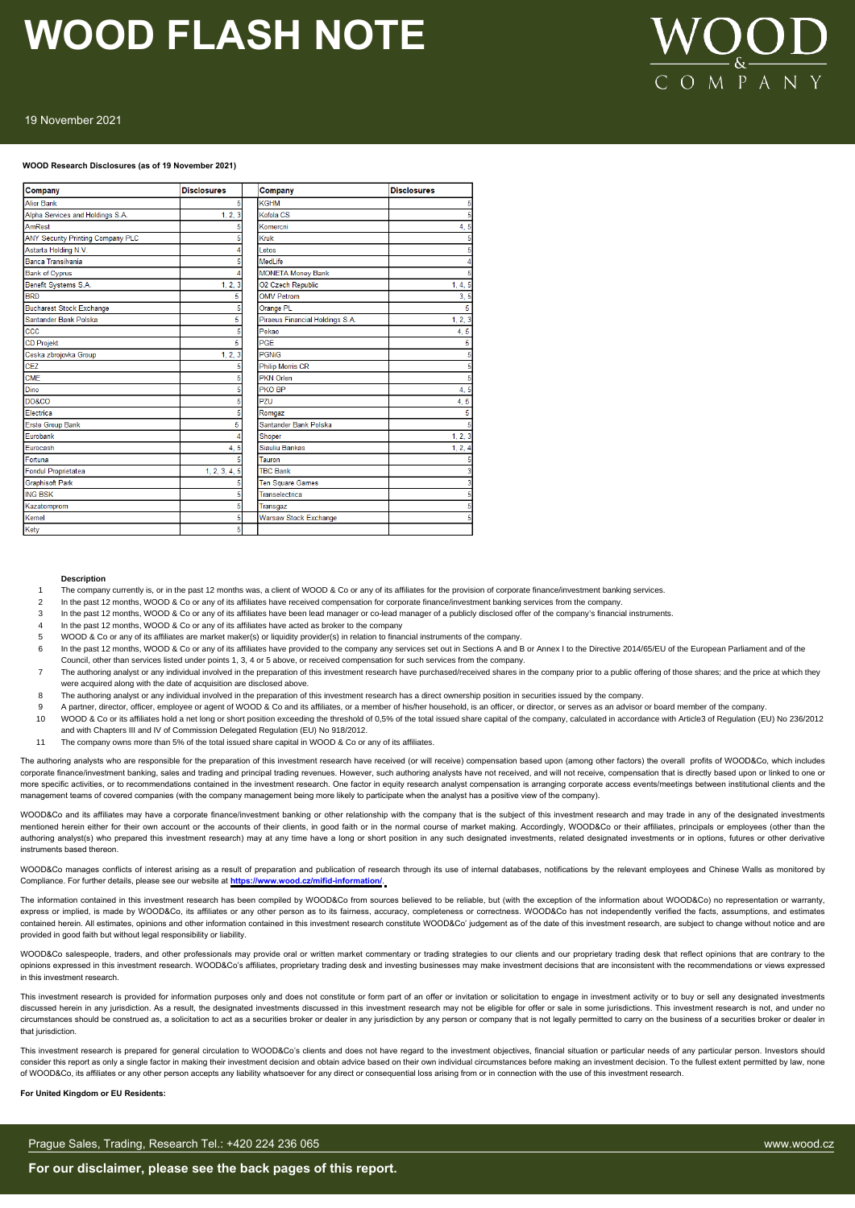**WOOD Research Disclosures (as of 19 November 2021)**

| Company | Disclosures | Company | Disclosures |
|---|---|---|---|
| Alior Bank | 5 | KGHM | 5 |
| Alpha Services and Holdings S.A. | 1, 2, 3 | Kofola CS | 5 |
| AmRest | 5 | Komercni | 4, 5 |
| ANY Security Printing Company PLC | 5 | Kruk | 5 |
| Astarta Holding N.V. | 4 | Lotos | 5 |
| Banca Transilvania | 5 | MedLife | 4 |
| Bank of Cyprus | 4 | MONETA Money Bank | 5 |
| Benefit Systems S.A. | 1, 2, 3 | O2 Czech Republic | 1, 4, 5 |
| BRD | 5 | OMV Petrom | 3, 5 |
| Bucharest Stock Exchange | 5 | Orange PL | 5 |
| Santander Bank Polska | 5 | Piraeus Financial Holdings S.A. | 1, 2, 3 |
| CCC | 5 | Pekao | 4, 5 |
| CD Projekt | 5 | PGE | 5 |
| Ceska zbrojovka Group | 1, 2, 3 | PGNiG | 5 |
| CEZ | 5 | Philip Morris CR | 5 |
| CME | 5 | PKN Orlen | 5 |
| Dino | 5 | PKO BP | 4, 5 |
| DO&CO | 5 | PZU | 4, 5 |
| Electrica | 5 | Romgaz | 5 |
| Erste Group Bank | 5 | Santander Bank Polska | 5 |
| Eurobank | 4 | Shoper | 1, 2, 3 |
| Eurocash | 4, 5 | Siauliu Bankas | 1, 2, 4 |
| Fortuna | 5 | Tauron | 5 |
| Fondul Proprietatea | 1, 2, 3, 4, 5 | TBC Bank | 3 |
| Graphisoft Park | 5 | Ten Square Games | 3 |
| ING BSK | 5 | Transelectrica | 5 |
| Kazatomprom | 5 | Transgaz | 5 |
| Kernel | 5 | Warsaw Stock Exchange | 5 |
| Kety | 5 | | |

**Description**

1. The company currently is, or in the past 12 months was, a client of WOOD & Co or any of its affiliates for the provision of corporate finance/investment banking services.
2. In the past 12 months, WOOD & Co or any of its affiliates have received compensation for corporate finance/investment banking services from the company.
3. In the past 12 months, WOOD & Co or any of its affiliates have been lead manager or co-lead manager of a publicly disclosed offer of the company's financial instruments.
4. In the past 12 months, WOOD & Co or any of its affiliates have acted as broker to the company
5. WOOD & Co or any of its affiliates are market maker(s) or liquidity provider(s) in relation to financial instruments of the company.
6. In the past 12 months, WOOD & Co or any of its affiliates have provided to the company any services set out in Sections A and B or Annex I to the Directive 2014/65/EU of the European Parliament and of the Council, other than services listed under points 1, 3, 4 or 5 above, or received compensation for such services from the company.
7. The authoring analyst or any individual involved in the preparation of this investment research have purchased/received shares in the company prior to a public offering of those shares; and the price at which they were acquired along with the date of acquisition are disclosed above.
8. The authoring analyst or any individual involved in the preparation of this investment research has a direct ownership position in securities issued by the company.
9. A partner, director, officer, employee or agent of WOOD & Co and its affiliates, or a member of his/her household, is an officer, or director, or serves as an advisor or board member of the company.
10. WOOD & Co or its affiliates hold a net long or short position exceeding the threshold of 0,5% of the total issued share capital of the company, calculated in accordance with Article3 of Regulation (EU) No 236/2012 and with Chapters III and IV of Commission Delegated Regulation (EU) No 918/2012.
11. The company owns more than 5% of the total issued share capital in WOOD & Co or any of its affiliates.

The authoring analysts who are responsible for the preparation of this investment research have received (or will receive) compensation based upon (among other factors) the overall profits of WOOD&Co, which includes corporate finance/investment banking, sales and trading and principal trading revenues. However, such authoring analysts have not received, and will not receive, compensation that is directly based upon or linked to one or more specific activities, or to recommendations contained in the investment research. One factor in equity research analyst compensation is arranging corporate access events/meetings between institutional clients and the management teams of covered companies (with the company management being more likely to participate when the analyst has a positive view of the company).

WOOD&Co and its affiliates may have a corporate finance/investment banking or other relationship with the company that is the subject of this investment research and may trade in any of the designated investments mentioned herein either for their own account or the accounts of their clients, in good faith or in the normal course of market making. Accordingly, WOOD&Co or their affiliates, principals or employees (other than the authoring analyst(s) who prepared this investment research) may at any time have a long or short position in any such designated investments, related designated investments or in options, futures or other derivative instruments based thereon.

WOOD&Co manages conflicts of interest arising as a result of preparation and publication of research through its use of internal databases, notifications by the relevant employees and Chinese Walls as monitored by Compliance. For further details, please see our website at **https://www.wood.cz/mifid-information/**.

The information contained in this investment research has been compiled by WOOD&Co from sources believed to be reliable, but (with the exception of the information about WOOD&Co) no representation or warranty, express or implied, is made by WOOD&Co, its affiliates or any other person as to its fairness, accuracy, completeness or correctness. WOOD&Co has not independently verified the facts, assumptions, and estimates contained herein. All estimates, opinions and other information contained in this investment research constitute WOOD&Co' judgement as of the date of this investment research, are subject to change without notice and are provided in good faith but without legal responsibility or liability.

WOOD&Co salespeople, traders, and other professionals may provide oral or written market commentary or trading strategies to our clients and our proprietary trading desk that reflect opinions that are contrary to the opinions expressed in this investment research. WOOD&Co's affiliates, proprietary trading desk and investing businesses may make investment decisions that are inconsistent with the recommendations or views expressed in this investment research.

This investment research is provided for information purposes only and does not constitute or form part of an offer or invitation or solicitation to engage in investment activity or to buy or sell any designated investments discussed herein in any jurisdiction. As a result, the designated investments discussed in this investment research may not be eligible for offer or sale in some jurisdictions. This investment research is not, and under no circumstances should be construed as, a solicitation to act as a securities broker or dealer in any jurisdiction by any person or company that is not legally permitted to carry on the business of a securities broker or dealer in that jurisdiction.

This investment research is prepared for general circulation to WOOD&Co's clients and does not have regard to the investment objectives, financial situation or particular needs of any particular person. Investors should consider this report as only a single factor in making their investment decision and obtain advice based on their own individual circumstances before making an investment decision. To the fullest extent permitted by law, none of WOOD&Co, its affiliates or any other person accepts any liability whatsoever for any direct or consequential loss arising from or in connection with the use of this investment research.

**For United Kingdom or EU Residents:**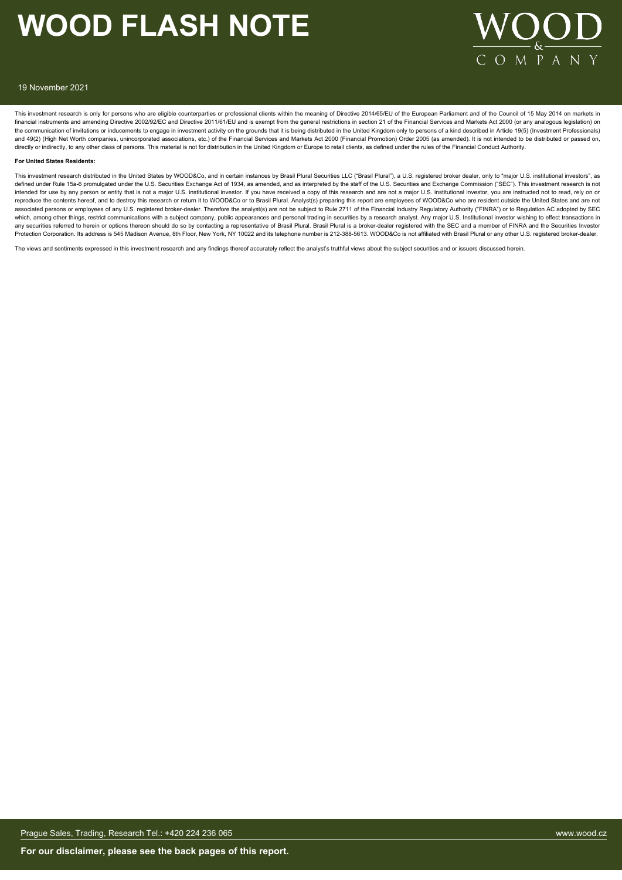This investment research is only for persons who are eligible counterparties or professional clients within the meaning of Directive 2014/65/EU of the European Parliament and of the Council of 15 May 2014 on markets in financial instruments and amending Directive 2002/92/EC and Directive 2011/61/EU and is exempt from the general restrictions in section 21 of the Financial Services and Markets Act 2000 (or any analogous legislation) on the communication of invitations or inducements to engage in investment activity on the grounds that it is being distributed in the United Kingdom only to persons of a kind described in Article 19(5) (Investment Professionals) and 49(2) (High Net Worth companies, unincorporated associations, etc.) of the Financial Services and Markets Act 2000 (Financial Promotion) Order 2005 (as amended). It is not intended to be distributed or passed on, directly or indirectly, to any other class of persons. This material is not for distribution in the United Kingdom or Europe to retail clients, as defined under the rules of the Financial Conduct Authority.

**For United States Residents:**

This investment research distributed in the United States by WOOD&Co, and in certain instances by Brasil Plural Securities LLC ("Brasil Plural"), a U.S. registered broker dealer, only to "major U.S. institutional investors", as defined under Rule 15a-6 promulgated under the U.S. Securities Exchange Act of 1934, as amended, and as interpreted by the staff of the U.S. Securities and Exchange Commission ("SEC"). This investment research is not intended for use by any person or entity that is not a major U.S. institutional investor. If you have received a copy of this research and are not a major U.S. institutional investor, you are instructed not to read, rely on or reproduce the contents hereof, and to destroy this research or return it to WOOD&Co or to Brasil Plural. Analyst(s) preparing this report are employees of WOOD&Co who are resident outside the United States and are not associated persons or employees of any U.S. registered broker-dealer. Therefore the analyst(s) are not be subject to Rule 2711 of the Financial Industry Regulatory Authority ("FINRA") or to Regulation AC adopted by SEC which, among other things, restrict communications with a subject company, public appearances and personal trading in securities by a research analyst. Any major U.S. Institutional investor wishing to effect transactions in any securities referred to herein or options thereon should do so by contacting a representative of Brasil Plural. Brasil Plural is a broker-dealer registered with the SEC and a member of FINRA and the Securities Investor Protection Corporation. Its address is 545 Madison Avenue, 8th Floor, New York, NY 10022 and its telephone number is 212-388-5613. WOOD&Co is not affiliated with Brasil Plural or any other U.S. registered broker-dealer.

The views and sentiments expressed in this investment research and any findings thereof accurately reflect the analyst's truthful views about the subject securities and or issuers discussed herein.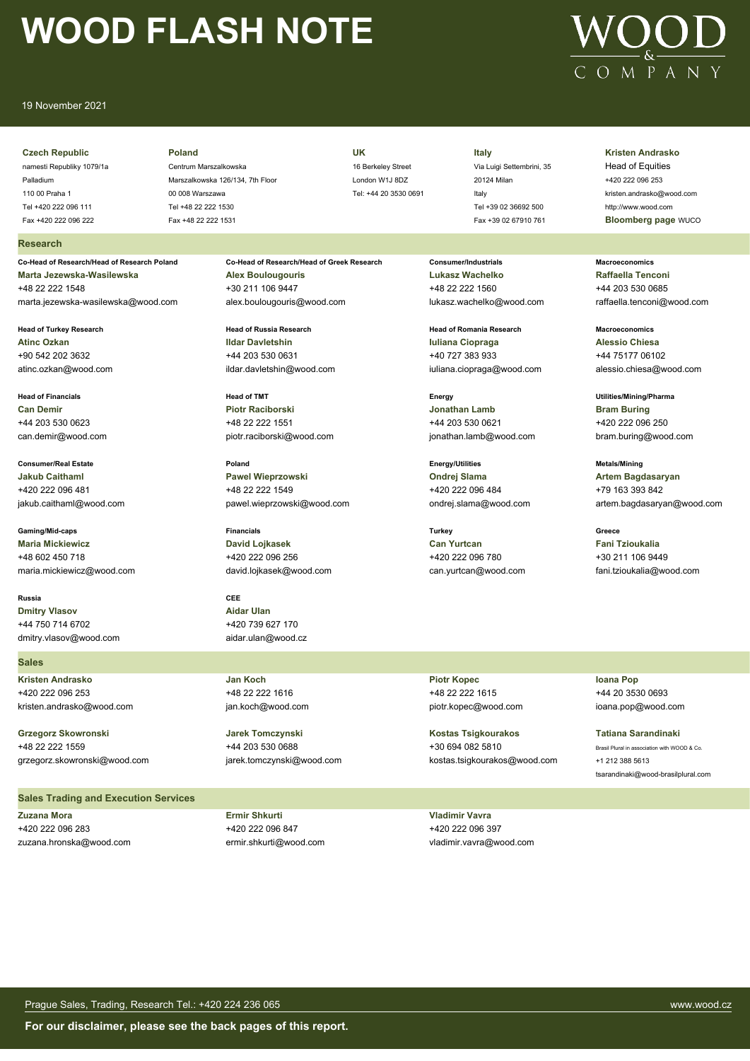# WOOD FLASH NOTE

19 November 2021

**Czech Republic**
namesti Republiky 1079/1a
Palladium
110 00 Praha 1
Tel +420 222 096 111
Fax +420 222 096 222

**Poland**
Centrum Marszalkowska
Marszalkowska 126/134, 7th Floor
00 008 Warszawa
Tel +48 22 222 1530
Fax +48 22 222 1531

**UK**
16 Berkeley Street
London W1J 8DZ
Tel: +44 20 3530 0691

**Italy**
Via Luigi Settembrini, 35
20124 Milan
Italy
Tel +39 02 36692 500
Fax +39 02 67910 761

**Kristen Andrasko**
Head of Equities
+420 222 096 253
kristen.andrasko@wood.com
http://www.wood.com
**Bloomberg page** WUCO

## Research

**Co-Head of Research/Head of Research Poland**
**Marta Jezewska-Wasilewska**
+48 22 222 1548
marta.jezewska-wasilewska@wood.com

**Co-Head of Research/Head of Greek Research**
**Alex Boulougouris**
+30 211 106 9447
alex.boulougouris@wood.com

**Consumer/Industrials**
**Lukasz Wachelko**
+48 22 222 1560
lukasz.wachelko@wood.com

**Macroeconomics**
**Raffaella Tenconi**
+44 203 530 0685
raffaella.tenconi@wood.com

**Head of Turkey Research**
**Atinc Ozkan**
+90 542 202 3632
atinc.ozkan@wood.com

**Head of Russia Research**
**Ildar Davletshin**
+44 203 530 0631
ildar.davletshin@wood.com

**Head of Romania Research**
**Iuliana Ciopraga**
+40 727 383 933
iuliana.ciopraga@wood.com

**Macroeconomics**
**Alessio Chiesa**
+44 75177 06102
alessio.chiesa@wood.com

**Head of Financials**
**Can Demir**
+44 203 530 0623
can.demir@wood.com

**Head of TMT**
**Piotr Raciborski**
+48 22 222 1551
piotr.raciborski@wood.com

**Energy**
**Jonathan Lamb**
+44 203 530 0621
jonathan.lamb@wood.com

**Utilities/Mining/Pharma**
**Bram Buring**
+420 222 096 250
bram.buring@wood.com

**Consumer/Real Estate**
**Jakub Caithaml**
+420 222 096 481
jakub.caithaml@wood.com

**Poland**
**Pawel Wieprzowski**
+48 22 222 1549
pawel.wieprzowski@wood.com

**Energy/Utilities**
**Ondrej Slama**
+420 222 096 484
ondrej.slama@wood.com

**Metals/Mining**
**Artem Bagdasaryan**
+79 163 393 842
artem.bagdasaryan@wood.com

**Gaming/Mid-caps**
**Maria Mickiewicz**
+48 602 450 718
maria.mickiewicz@wood.com

**Financials**
**David Lojkasek**
+420 222 096 256
david.lojkasek@wood.com

**Turkey**
**Can Yurtcan**
+420 222 096 780
can.yurtcan@wood.com

**Greece**
**Fani Tzioukalia**
+30 211 106 9449
fani.tzioukalia@wood.com

**Russia**
**Dmitry Vlasov**
+44 750 714 6702
dmitry.vlasov@wood.com

**CEE**
**Aidar Ulan**
+420 739 627 170
aidar.ulan@wood.cz

## Sales

**Kristen Andrasko**
+420 222 096 253
kristen.andrasko@wood.com

**Jan Koch**
+48 22 222 1616
jan.koch@wood.com

**Piotr Kopec**
+48 22 222 1615
piotr.kopec@wood.com

**Ioana Pop**
+44 20 3530 0693
ioana.pop@wood.com

**Grzegorz Skowronski**
+48 22 222 1559
grzegorz.skowronski@wood.com

**Jarek Tomczynski**
+44 203 530 0688
jarek.tomczynski@wood.com

**Kostas Tsigkourakos**
+30 694 082 5810
kostas.tsigkourakos@wood.com

**Tatiana Sarandinaki**
Brasil Plural in association with WOOD & Co.
+1 212 388 5613
tsarandinaki@wood-brasilplural.com

## Sales Trading and Execution Services

**Zuzana Mora**
+420 222 096 283
zuzana.hronska@wood.com

**Ermir Shkurti**
+420 222 096 847
ermir.shkurti@wood.com

**Vladimir Vavra**
+420 222 096 397
vladimir.vavra@wood.com

Prague Sales, Trading, Research Tel.: +420 224 236 065
www.wood.cz

**For our disclaimer, please see the back pages of this report.**